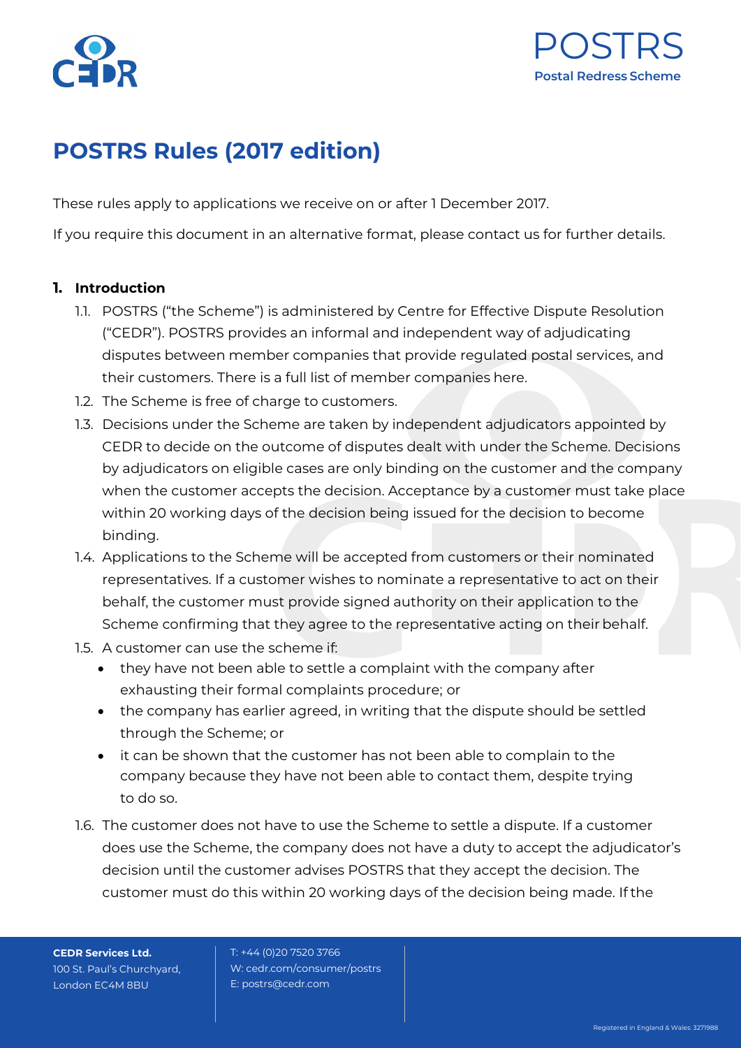# POSTRS Rules (2017 edition)

These rules apply to applications we receive on or after 1 December 2017.

If you require this document in an alternative format, please contact us for further details.

## 1. Introduction

1.1. POSTRS ("the Scheme") is administered by Centre for Effective Dispute Resolution ("CEDR"). POSTRS provides an informal and independent way of adjudicating disputes between member companies that provide regulated postal services, and their customers. There is a full list of member companies here.

1.2. The Scheme is free of charge to customers.

1.3. Decisions under the Scheme are taken by independent adjudicators appointed by CEDR to decide on the outcome of disputes dealt with under the Scheme. Decisions by adjudicators on eligible cases are only binding on the customer and the company when the customer accepts the decision. Acceptance by a customer must take place within 20 working days of the decision being issued for the decision to become binding.

1.4. Applications to the Scheme will be accepted from customers or their nominated representatives. If a customer wishes to nominate a representative to act on their behalf, the customer must provide signed authority on their application to the Scheme confirming that they agree to the representative acting on their behalf.

1.5. A customer can use the scheme if:

- they have not been able to settle a complaint with the company after exhausting their formal complaints procedure; or
- the company has earlier agreed, in writing that the dispute should be settled through the Scheme; or
- it can be shown that the customer has not been able to complain to the company because they have not been able to contact them, despite trying to do so.

1.6. The customer does not have to use the Scheme to settle a dispute. If a customer does use the Scheme, the company does not have a duty to accept the adjudicator's decision until the customer advises POSTRS that they accept the decision. The customer must do this within 20 working days of the decision being made. If the

**CEDR Services Ltd.**
100 St. Paul's Churchyard,
London EC4M 8BU

T: +44 (0)20 7520 3766
W: cedr.com/consumer/postrs
E: postrs@cedr.com

Registered in England & Wales: 3271988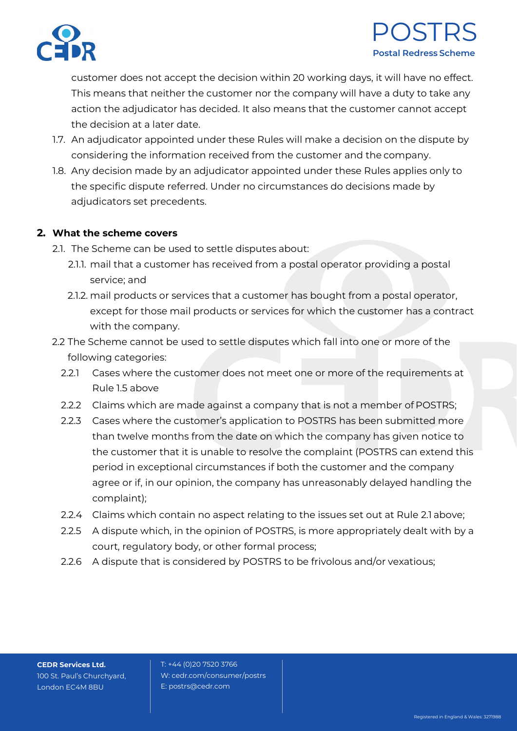customer does not accept the decision within 20 working days, it will have no effect. This means that neither the customer nor the company will have a duty to take any action the adjudicator has decided. It also means that the customer cannot accept the decision at a later date.

1.7. An adjudicator appointed under these Rules will make a decision on the dispute by considering the information received from the customer and the company.

1.8. Any decision made by an adjudicator appointed under these Rules applies only to the specific dispute referred. Under no circumstances do decisions made by adjudicators set precedents.

## 2. What the scheme covers

2.1. The Scheme can be used to settle disputes about:

2.1.1. mail that a customer has received from a postal operator providing a postal service; and

2.1.2. mail products or services that a customer has bought from a postal operator, except for those mail products or services for which the customer has a contract with the company.

2.2 The Scheme cannot be used to settle disputes which fall into one or more of the following categories:

2.2.1 Cases where the customer does not meet one or more of the requirements at Rule 1.5 above

2.2.2 Claims which are made against a company that is not a member of POSTRS;

2.2.3 Cases where the customer's application to POSTRS has been submitted more than twelve months from the date on which the company has given notice to the customer that it is unable to resolve the complaint (POSTRS can extend this period in exceptional circumstances if both the customer and the company agree or if, in our opinion, the company has unreasonably delayed handling the complaint);

2.2.4 Claims which contain no aspect relating to the issues set out at Rule 2.1 above;

2.2.5 A dispute which, in the opinion of POSTRS, is more appropriately dealt with by a court, regulatory body, or other formal process;

2.2.6 A dispute that is considered by POSTRS to be frivolous and/or vexatious;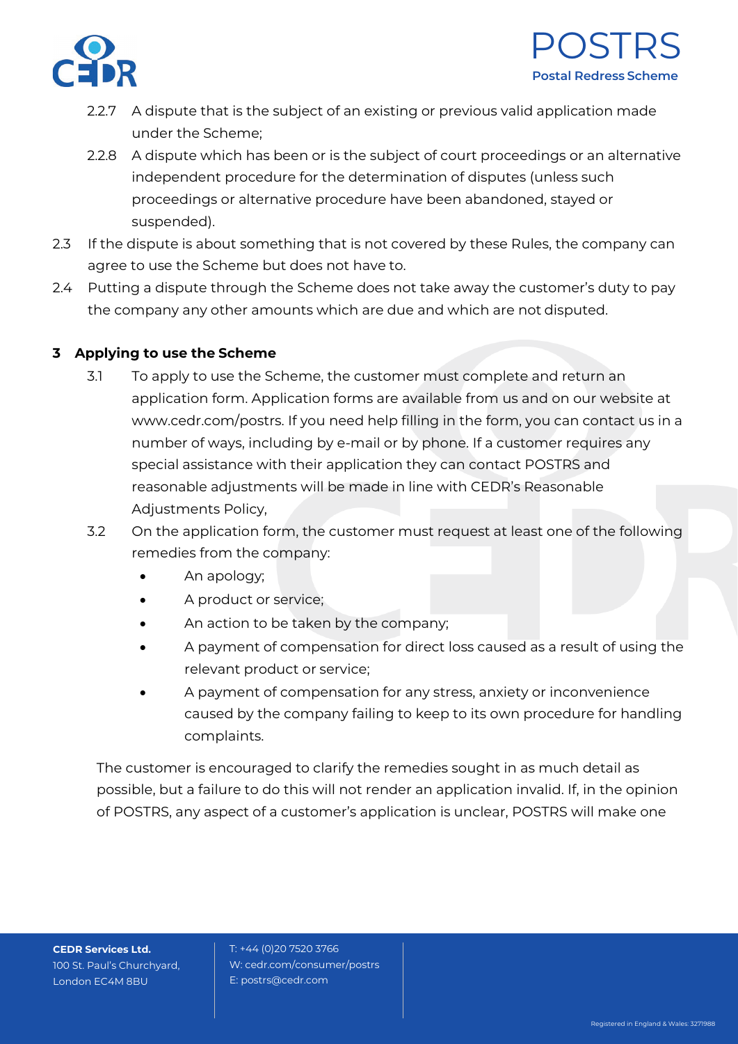2.2.7 A dispute that is the subject of an existing or previous valid application made under the Scheme;

2.2.8 A dispute which has been or is the subject of court proceedings or an alternative independent procedure for the determination of disputes (unless such proceedings or alternative procedure have been abandoned, stayed or suspended).

2.3 If the dispute is about something that is not covered by these Rules, the company can agree to use the Scheme but does not have to.

2.4 Putting a dispute through the Scheme does not take away the customer's duty to pay the company any other amounts which are due and which are not disputed.

## 3 Applying to use the Scheme

3.1 To apply to use the Scheme, the customer must complete and return an application form. Application forms are available from us and on our website at www.cedr.com/postrs. If you need help filling in the form, you can contact us in a number of ways, including by e-mail or by phone. If a customer requires any special assistance with their application they can contact POSTRS and reasonable adjustments will be made in line with CEDR's Reasonable Adjustments Policy,

3.2 On the application form, the customer must request at least one of the following remedies from the company:

- An apology;
- A product or service;
- An action to be taken by the company;
- A payment of compensation for direct loss caused as a result of using the relevant product or service;
- A payment of compensation for any stress, anxiety or inconvenience caused by the company failing to keep to its own procedure for handling complaints.

The customer is encouraged to clarify the remedies sought in as much detail as possible, but a failure to do this will not render an application invalid. If, in the opinion of POSTRS, any aspect of a customer's application is unclear, POSTRS will make one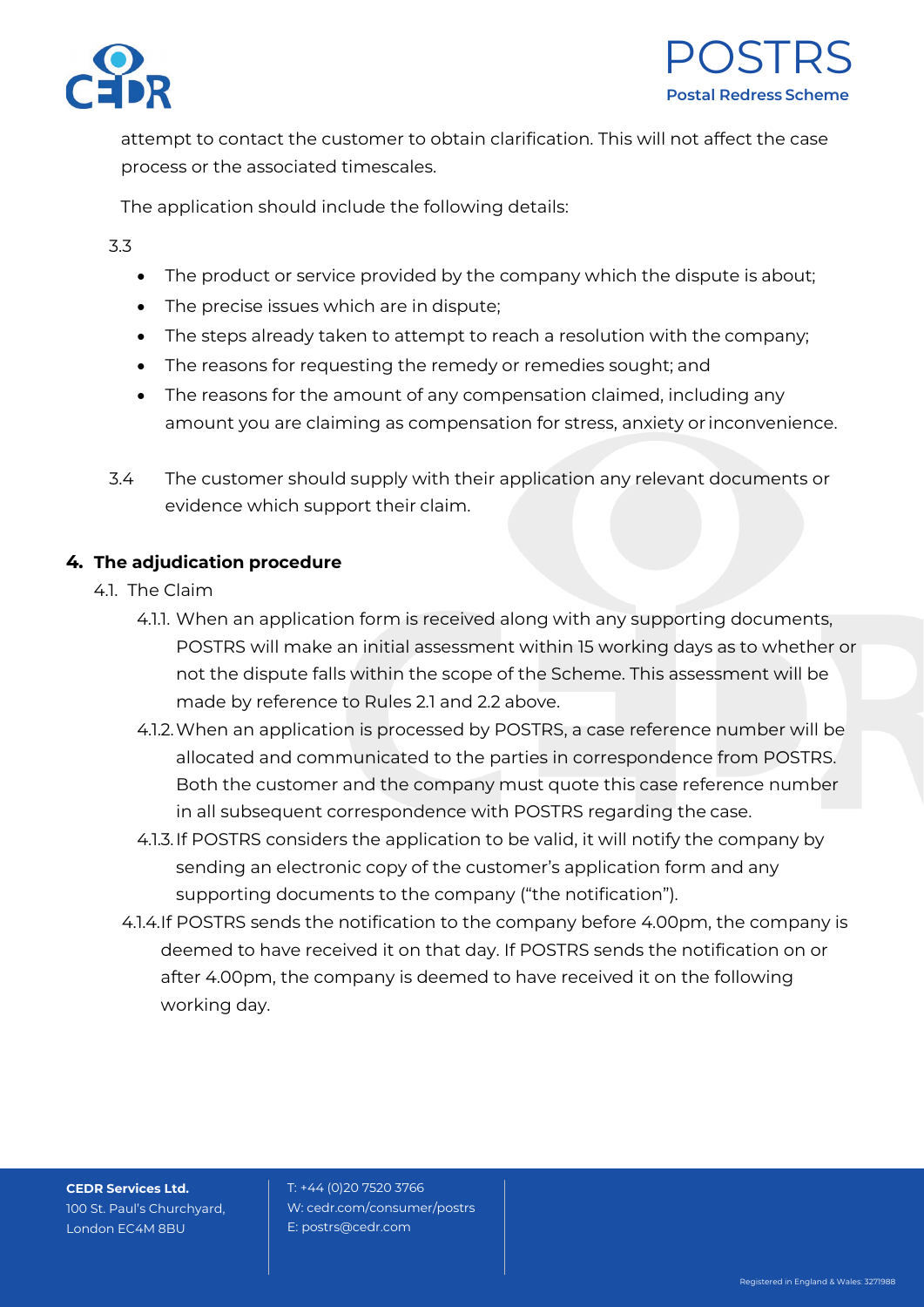attempt to contact the customer to obtain clarification. This will not affect the case process or the associated timescales.

The application should include the following details:

3.3

- The product or service provided by the company which the dispute is about;
- The precise issues which are in dispute;
- The steps already taken to attempt to reach a resolution with the company;
- The reasons for requesting the remedy or remedies sought; and
- The reasons for the amount of any compensation claimed, including any amount you are claiming as compensation for stress, anxiety or inconvenience.

3.4 The customer should supply with their application any relevant documents or evidence which support their claim.

## 4. The adjudication procedure

4.1. The Claim

4.1.1. When an application form is received along with any supporting documents, POSTRS will make an initial assessment within 15 working days as to whether or not the dispute falls within the scope of the Scheme. This assessment will be made by reference to Rules 2.1 and 2.2 above.

4.1.2. When an application is processed by POSTRS, a case reference number will be allocated and communicated to the parties in correspondence from POSTRS. Both the customer and the company must quote this case reference number in all subsequent correspondence with POSTRS regarding the case.

4.1.3. If POSTRS considers the application to be valid, it will notify the company by sending an electronic copy of the customer's application form and any supporting documents to the company ("the notification").

4.1.4. If POSTRS sends the notification to the company before 4.00pm, the company is deemed to have received it on that day. If POSTRS sends the notification on or after 4.00pm, the company is deemed to have received it on the following working day.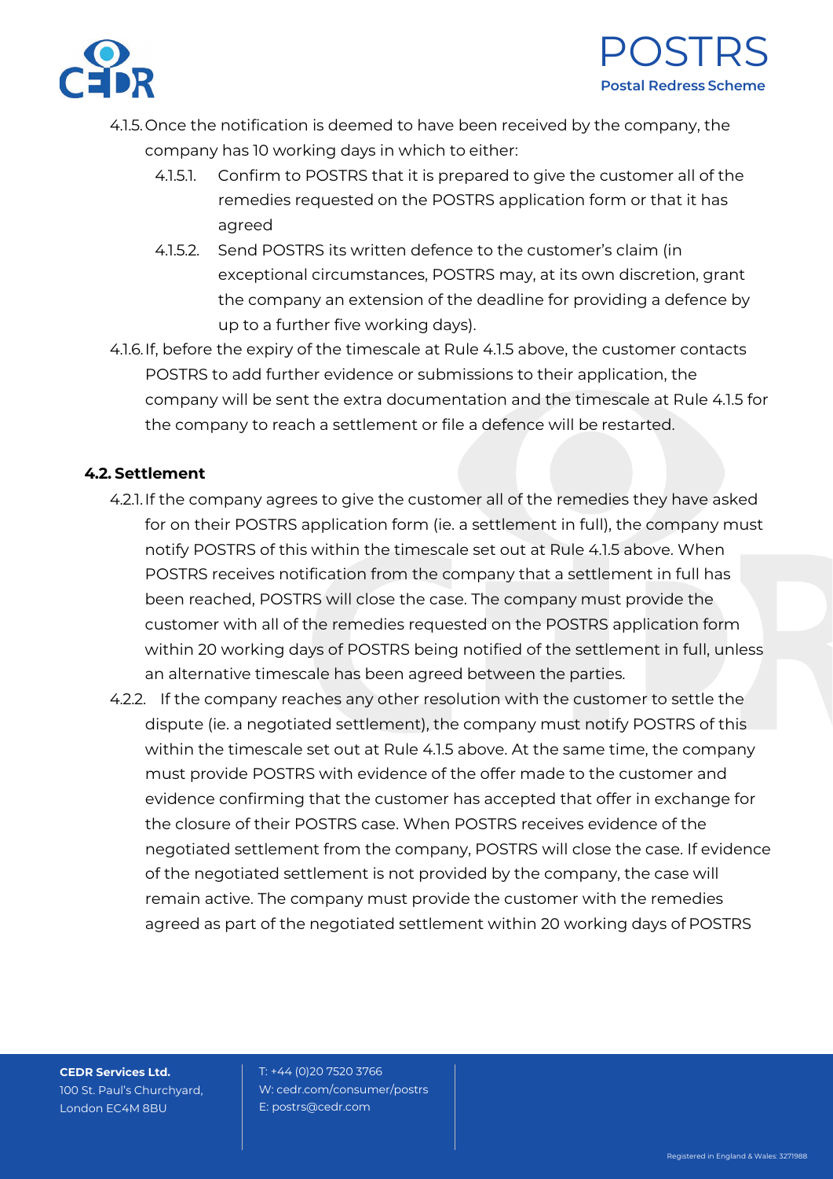4.1.5. Once the notification is deemed to have been received by the company, the company has 10 working days in which to either:

4.1.5.1. Confirm to POSTRS that it is prepared to give the customer all of the remedies requested on the POSTRS application form or that it has agreed

4.1.5.2. Send POSTRS its written defence to the customer's claim (in exceptional circumstances, POSTRS may, at its own discretion, grant the company an extension of the deadline for providing a defence by up to a further five working days).

4.1.6. If, before the expiry of the timescale at Rule 4.1.5 above, the customer contacts POSTRS to add further evidence or submissions to their application, the company will be sent the extra documentation and the timescale at Rule 4.1.5 for the company to reach a settlement or file a defence will be restarted.

**4.2. Settlement**

4.2.1. If the company agrees to give the customer all of the remedies they have asked for on their POSTRS application form (ie. a settlement in full), the company must notify POSTRS of this within the timescale set out at Rule 4.1.5 above. When POSTRS receives notification from the company that a settlement in full has been reached, POSTRS will close the case. The company must provide the customer with all of the remedies requested on the POSTRS application form within 20 working days of POSTRS being notified of the settlement in full, unless an alternative timescale has been agreed between the parties.

4.2.2. If the company reaches any other resolution with the customer to settle the dispute (ie. a negotiated settlement), the company must notify POSTRS of this within the timescale set out at Rule 4.1.5 above. At the same time, the company must provide POSTRS with evidence of the offer made to the customer and evidence confirming that the customer has accepted that offer in exchange for the closure of their POSTRS case. When POSTRS receives evidence of the negotiated settlement from the company, POSTRS will close the case. If evidence of the negotiated settlement is not provided by the company, the case will remain active. The company must provide the customer with the remedies agreed as part of the negotiated settlement within 20 working days of POSTRS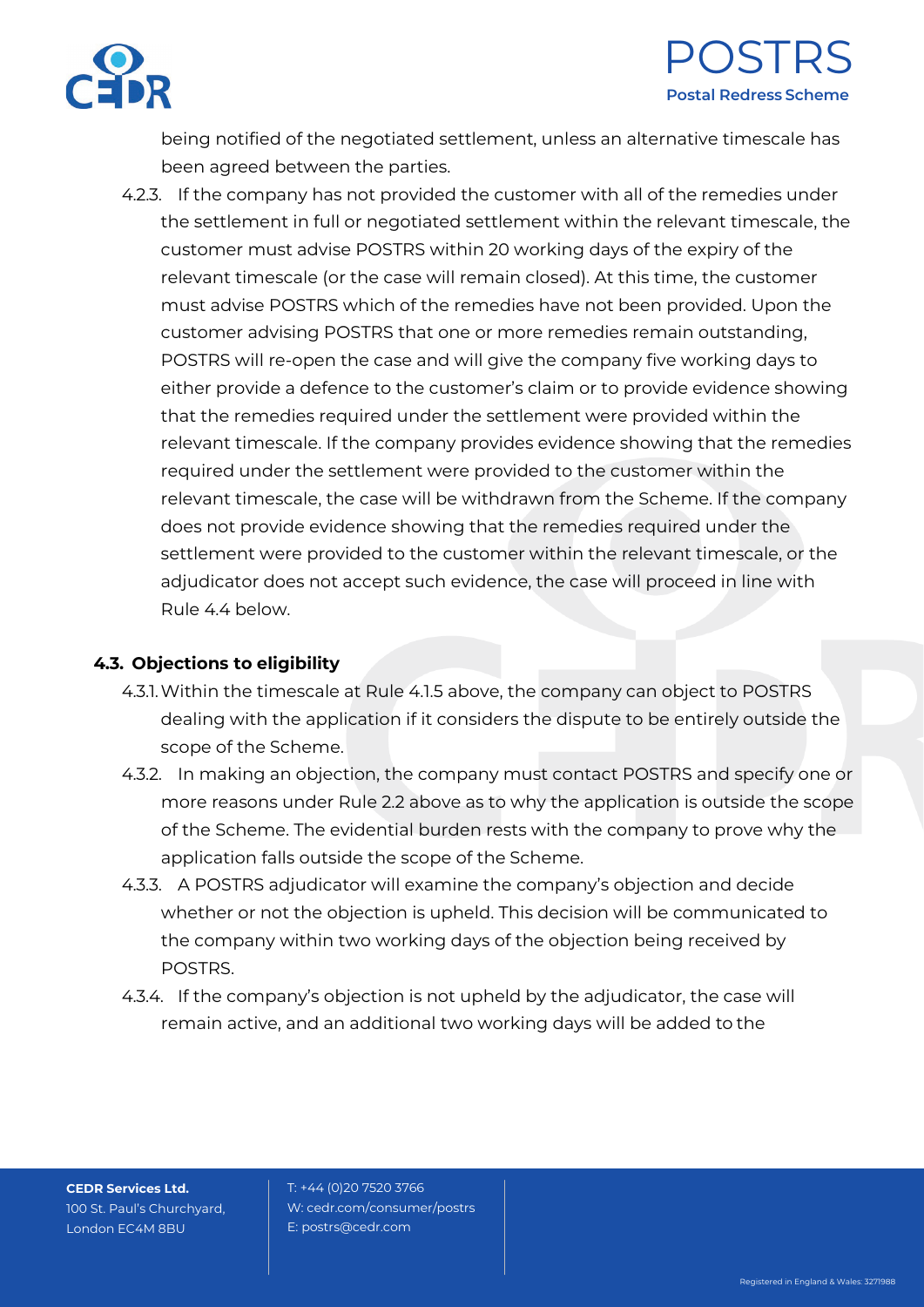being notified of the negotiated settlement, unless an alternative timescale has been agreed between the parties.

4.2.3. If the company has not provided the customer with all of the remedies under the settlement in full or negotiated settlement within the relevant timescale, the customer must advise POSTRS within 20 working days of the expiry of the relevant timescale (or the case will remain closed). At this time, the customer must advise POSTRS which of the remedies have not been provided. Upon the customer advising POSTRS that one or more remedies remain outstanding, POSTRS will re-open the case and will give the company five working days to either provide a defence to the customer's claim or to provide evidence showing that the remedies required under the settlement were provided within the relevant timescale. If the company provides evidence showing that the remedies required under the settlement were provided to the customer within the relevant timescale, the case will be withdrawn from the Scheme. If the company does not provide evidence showing that the remedies required under the settlement were provided to the customer within the relevant timescale, or the adjudicator does not accept such evidence, the case will proceed in line with Rule 4.4 below.

### 4.3. Objections to eligibility

4.3.1. Within the timescale at Rule 4.1.5 above, the company can object to POSTRS dealing with the application if it considers the dispute to be entirely outside the scope of the Scheme.

4.3.2. In making an objection, the company must contact POSTRS and specify one or more reasons under Rule 2.2 above as to why the application is outside the scope of the Scheme. The evidential burden rests with the company to prove why the application falls outside the scope of the Scheme.

4.3.3. A POSTRS adjudicator will examine the company's objection and decide whether or not the objection is upheld. This decision will be communicated to the company within two working days of the objection being received by POSTRS.

4.3.4. If the company's objection is not upheld by the adjudicator, the case will remain active, and an additional two working days will be added to the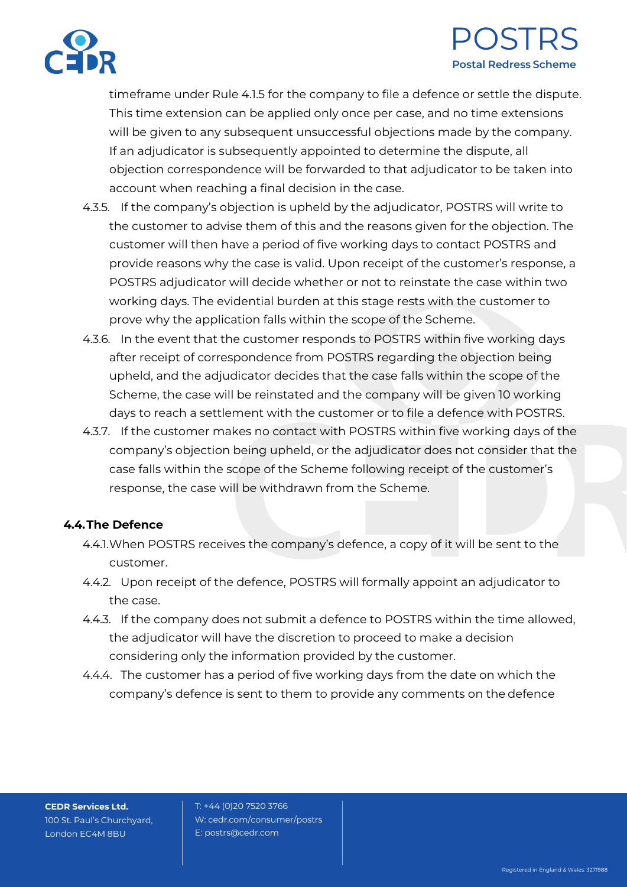timeframe under Rule 4.1.5 for the company to file a defence or settle the dispute. This time extension can be applied only once per case, and no time extensions will be given to any subsequent unsuccessful objections made by the company. If an adjudicator is subsequently appointed to determine the dispute, all objection correspondence will be forwarded to that adjudicator to be taken into account when reaching a final decision in the case.

4.3.5. If the company's objection is upheld by the adjudicator, POSTRS will write to the customer to advise them of this and the reasons given for the objection. The customer will then have a period of five working days to contact POSTRS and provide reasons why the case is valid. Upon receipt of the customer's response, a POSTRS adjudicator will decide whether or not to reinstate the case within two working days. The evidential burden at this stage rests with the customer to prove why the application falls within the scope of the Scheme.

4.3.6. In the event that the customer responds to POSTRS within five working days after receipt of correspondence from POSTRS regarding the objection being upheld, and the adjudicator decides that the case falls within the scope of the Scheme, the case will be reinstated and the company will be given 10 working days to reach a settlement with the customer or to file a defence with POSTRS.

4.3.7. If the customer makes no contact with POSTRS within five working days of the company's objection being upheld, or the adjudicator does not consider that the case falls within the scope of the Scheme following receipt of the customer's response, the case will be withdrawn from the Scheme.

**4.4. The Defence**

4.4.1. When POSTRS receives the company's defence, a copy of it will be sent to the customer.

4.4.2. Upon receipt of the defence, POSTRS will formally appoint an adjudicator to the case.

4.4.3. If the company does not submit a defence to POSTRS within the time allowed, the adjudicator will have the discretion to proceed to make a decision considering only the information provided by the customer.

4.4.4. The customer has a period of five working days from the date on which the company's defence is sent to them to provide any comments on the defence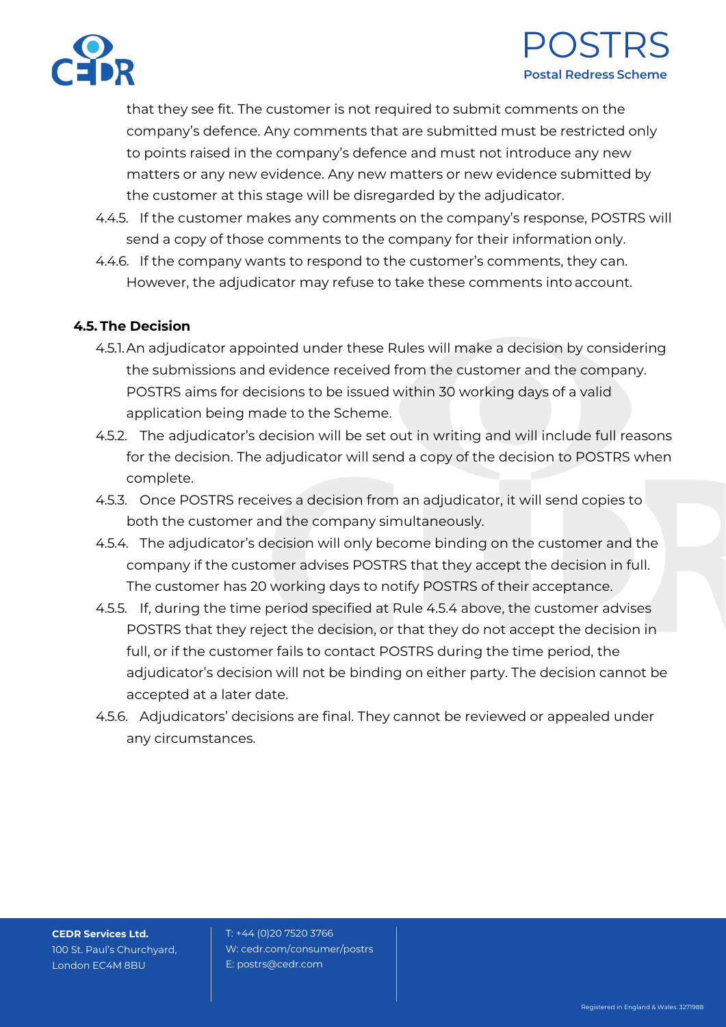that they see fit. The customer is not required to submit comments on the company's defence. Any comments that are submitted must be restricted only to points raised in the company's defence and must not introduce any new matters or any new evidence. Any new matters or new evidence submitted by the customer at this stage will be disregarded by the adjudicator.

4.4.5. If the customer makes any comments on the company's response, POSTRS will send a copy of those comments to the company for their information only.

4.4.6. If the company wants to respond to the customer's comments, they can. However, the adjudicator may refuse to take these comments into account.

### 4.5. The Decision

4.5.1. An adjudicator appointed under these Rules will make a decision by considering the submissions and evidence received from the customer and the company. POSTRS aims for decisions to be issued within 30 working days of a valid application being made to the Scheme.

4.5.2. The adjudicator's decision will be set out in writing and will include full reasons for the decision. The adjudicator will send a copy of the decision to POSTRS when complete.

4.5.3. Once POSTRS receives a decision from an adjudicator, it will send copies to both the customer and the company simultaneously.

4.5.4. The adjudicator's decision will only become binding on the customer and the company if the customer advises POSTRS that they accept the decision in full. The customer has 20 working days to notify POSTRS of their acceptance.

4.5.5. If, during the time period specified at Rule 4.5.4 above, the customer advises POSTRS that they reject the decision, or that they do not accept the decision in full, or if the customer fails to contact POSTRS during the time period, the adjudicator's decision will not be binding on either party. The decision cannot be accepted at a later date.

4.5.6. Adjudicators' decisions are final. They cannot be reviewed or appealed under any circumstances.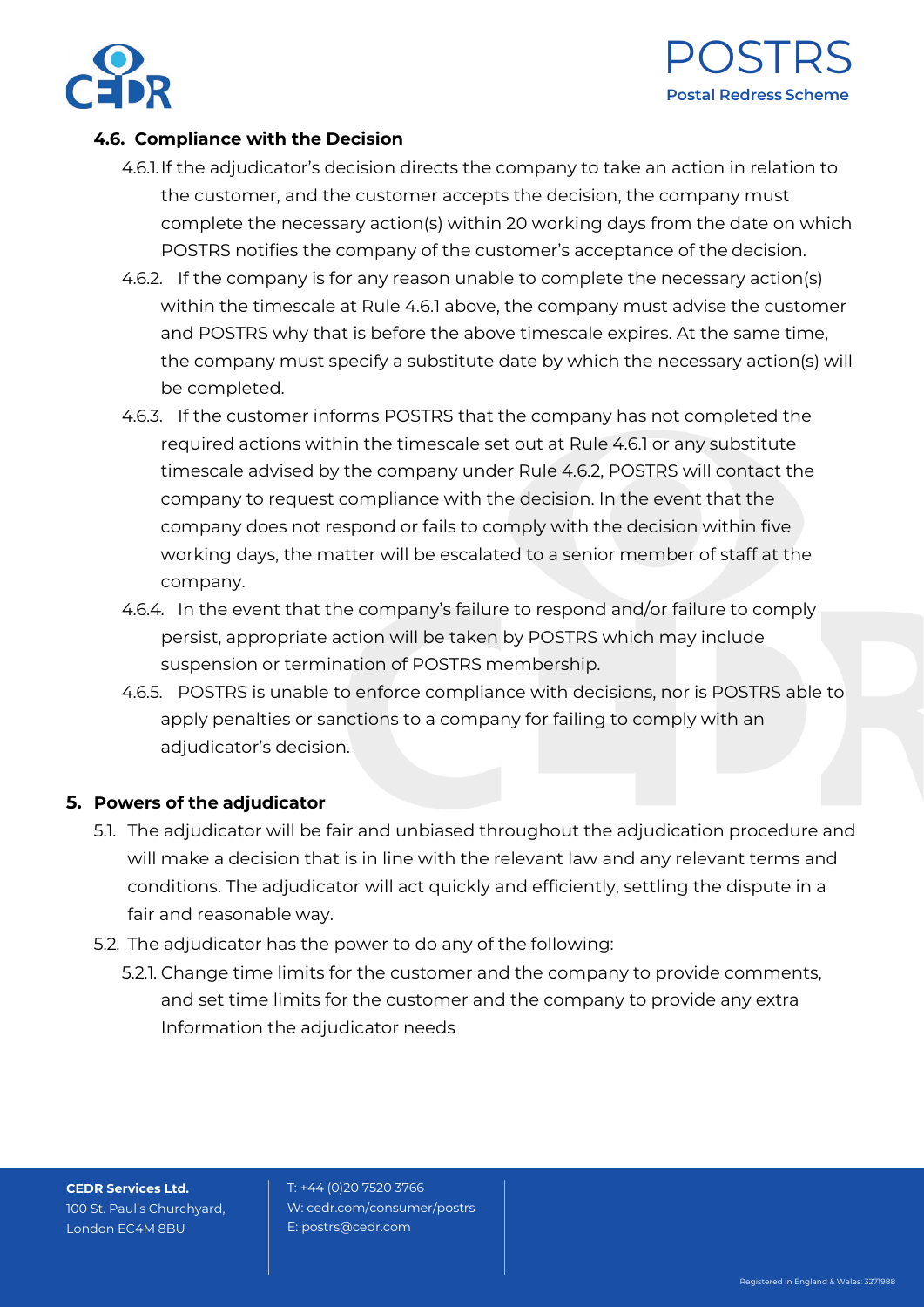### 4.6. Compliance with the Decision

4.6.1. If the adjudicator's decision directs the company to take an action in relation to the customer, and the customer accepts the decision, the company must complete the necessary action(s) within 20 working days from the date on which POSTRS notifies the company of the customer's acceptance of the decision.

4.6.2. If the company is for any reason unable to complete the necessary action(s) within the timescale at Rule 4.6.1 above, the company must advise the customer and POSTRS why that is before the above timescale expires. At the same time, the company must specify a substitute date by which the necessary action(s) will be completed.

4.6.3. If the customer informs POSTRS that the company has not completed the required actions within the timescale set out at Rule 4.6.1 or any substitute timescale advised by the company under Rule 4.6.2, POSTRS will contact the company to request compliance with the decision. In the event that the company does not respond or fails to comply with the decision within five working days, the matter will be escalated to a senior member of staff at the company.

4.6.4. In the event that the company's failure to respond and/or failure to comply persist, appropriate action will be taken by POSTRS which may include suspension or termination of POSTRS membership.

4.6.5. POSTRS is unable to enforce compliance with decisions, nor is POSTRS able to apply penalties or sanctions to a company for failing to comply with an adjudicator's decision.

## 5. Powers of the adjudicator

5.1. The adjudicator will be fair and unbiased throughout the adjudication procedure and will make a decision that is in line with the relevant law and any relevant terms and conditions. The adjudicator will act quickly and efficiently, settling the dispute in a fair and reasonable way.

5.2. The adjudicator has the power to do any of the following:

5.2.1. Change time limits for the customer and the company to provide comments, and set time limits for the customer and the company to provide any extra Information the adjudicator needs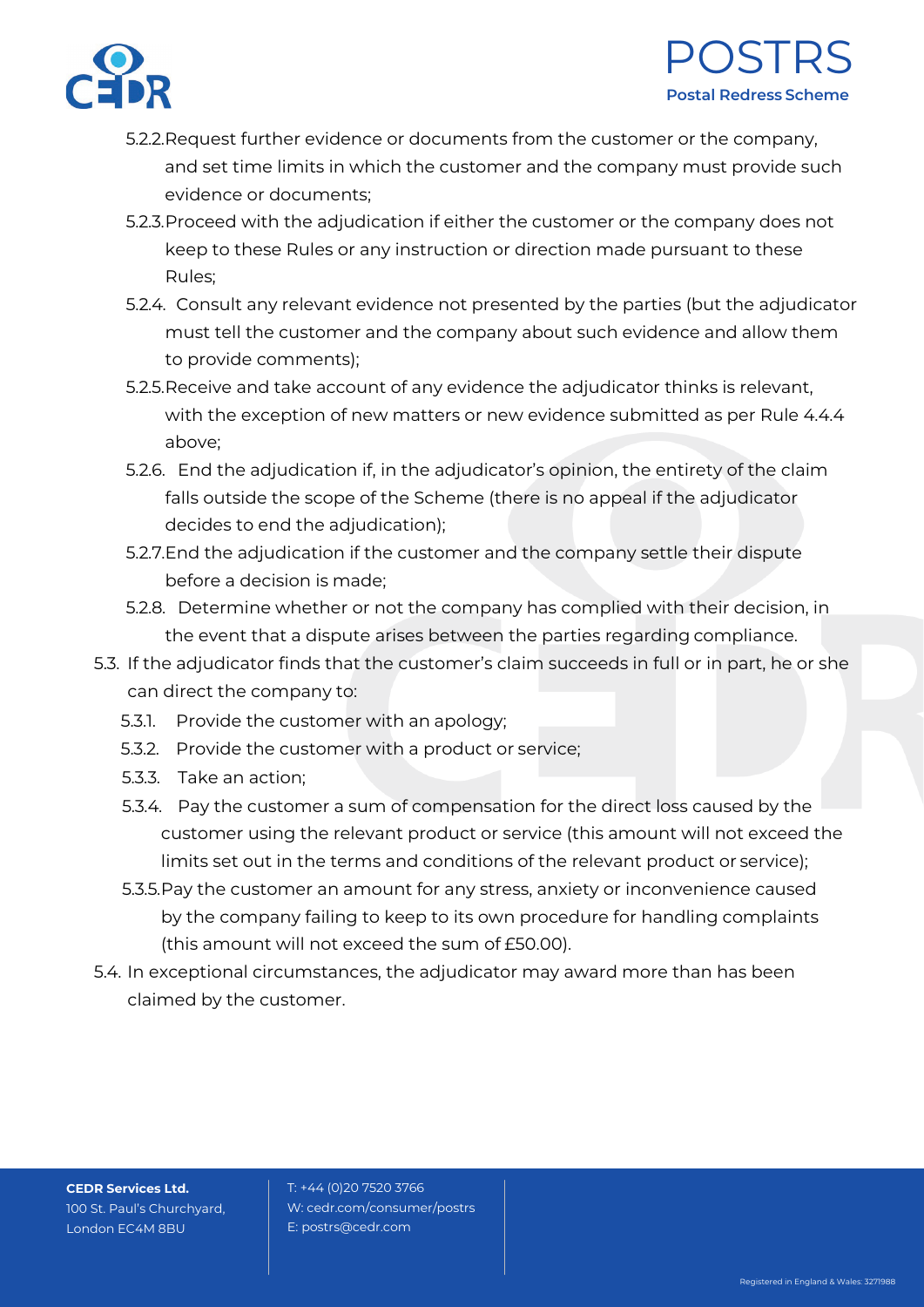5.2.2. Request further evidence or documents from the customer or the company, and set time limits in which the customer and the company must provide such evidence or documents;

5.2.3. Proceed with the adjudication if either the customer or the company does not keep to these Rules or any instruction or direction made pursuant to these Rules;

5.2.4. Consult any relevant evidence not presented by the parties (but the adjudicator must tell the customer and the company about such evidence and allow them to provide comments);

5.2.5. Receive and take account of any evidence the adjudicator thinks is relevant, with the exception of new matters or new evidence submitted as per Rule 4.4.4 above;

5.2.6. End the adjudication if, in the adjudicator's opinion, the entirety of the claim falls outside the scope of the Scheme (there is no appeal if the adjudicator decides to end the adjudication);

5.2.7. End the adjudication if the customer and the company settle their dispute before a decision is made;

5.2.8. Determine whether or not the company has complied with their decision, in the event that a dispute arises between the parties regarding compliance.

5.3. If the adjudicator finds that the customer's claim succeeds in full or in part, he or she can direct the company to:

5.3.1. Provide the customer with an apology;

5.3.2. Provide the customer with a product or service;

5.3.3. Take an action;

5.3.4. Pay the customer a sum of compensation for the direct loss caused by the customer using the relevant product or service (this amount will not exceed the limits set out in the terms and conditions of the relevant product or service);

5.3.5. Pay the customer an amount for any stress, anxiety or inconvenience caused by the company failing to keep to its own procedure for handling complaints (this amount will not exceed the sum of £50.00).

5.4. In exceptional circumstances, the adjudicator may award more than has been claimed by the customer.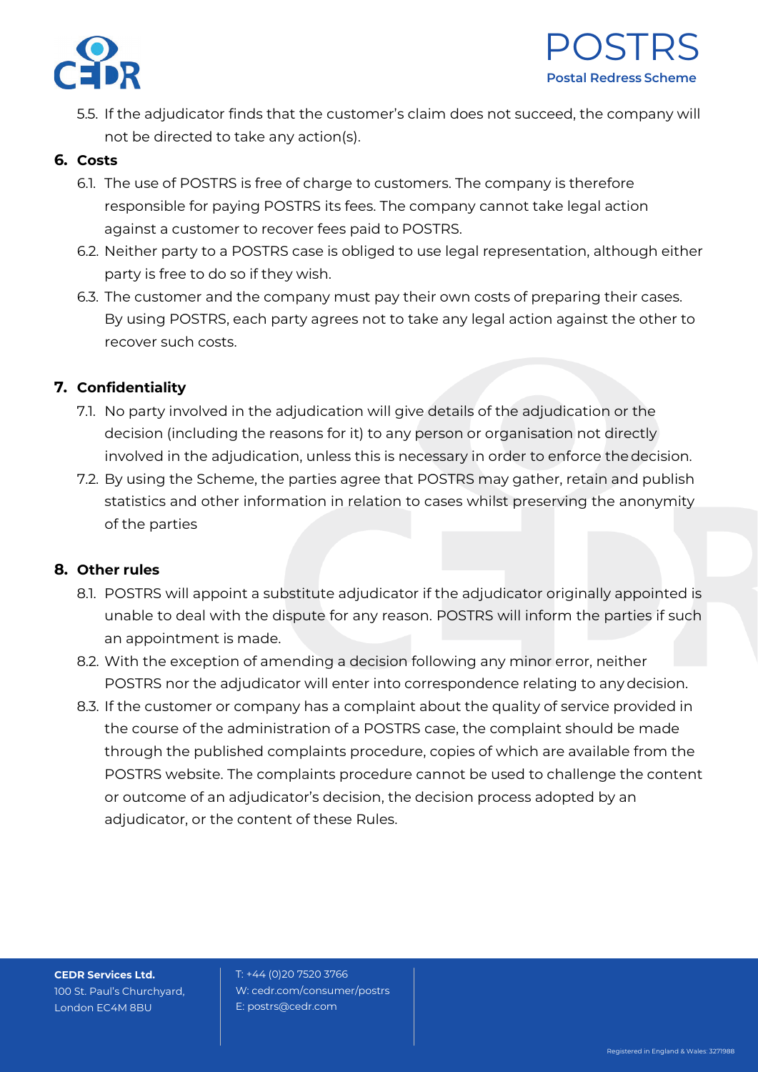5.5. If the adjudicator finds that the customer's claim does not succeed, the company will not be directed to take any action(s).

## 6. Costs

6.1. The use of POSTRS is free of charge to customers. The company is therefore responsible for paying POSTRS its fees. The company cannot take legal action against a customer to recover fees paid to POSTRS.

6.2. Neither party to a POSTRS case is obliged to use legal representation, although either party is free to do so if they wish.

6.3. The customer and the company must pay their own costs of preparing their cases. By using POSTRS, each party agrees not to take any legal action against the other to recover such costs.

## 7. Confidentiality

7.1. No party involved in the adjudication will give details of the adjudication or the decision (including the reasons for it) to any person or organisation not directly involved in the adjudication, unless this is necessary in order to enforce the decision.

7.2. By using the Scheme, the parties agree that POSTRS may gather, retain and publish statistics and other information in relation to cases whilst preserving the anonymity of the parties

## 8. Other rules

8.1. POSTRS will appoint a substitute adjudicator if the adjudicator originally appointed is unable to deal with the dispute for any reason. POSTRS will inform the parties if such an appointment is made.

8.2. With the exception of amending a decision following any minor error, neither POSTRS nor the adjudicator will enter into correspondence relating to any decision.

8.3. If the customer or company has a complaint about the quality of service provided in the course of the administration of a POSTRS case, the complaint should be made through the published complaints procedure, copies of which are available from the POSTRS website. The complaints procedure cannot be used to challenge the content or outcome of an adjudicator's decision, the decision process adopted by an adjudicator, or the content of these Rules.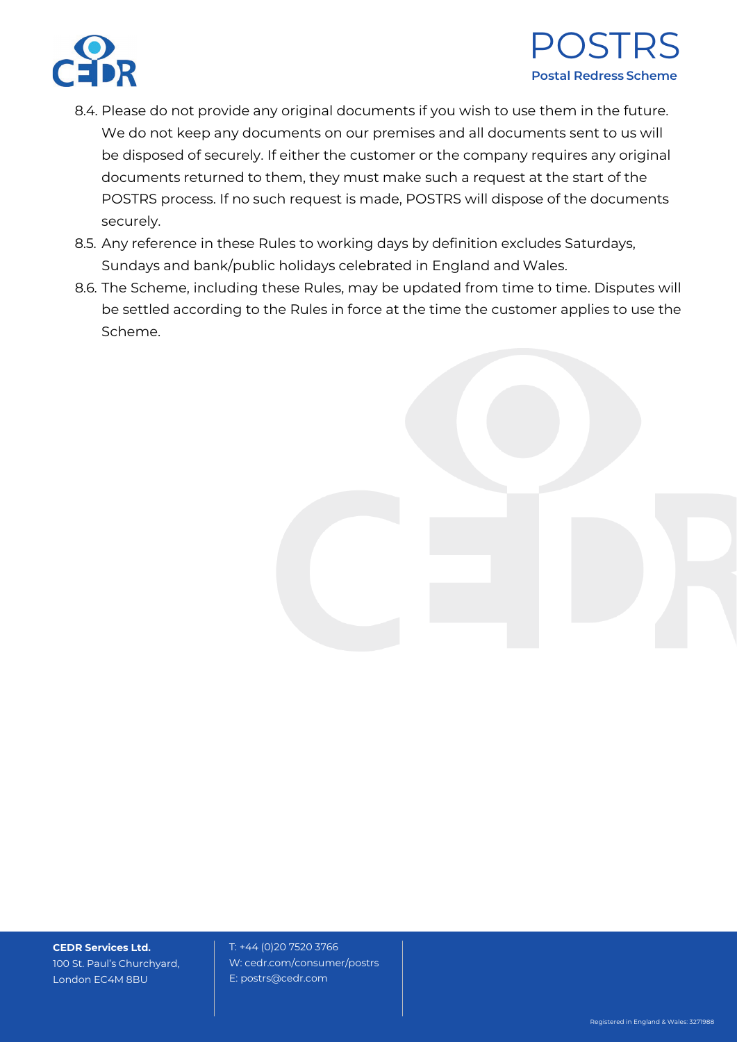8.4. Please do not provide any original documents if you wish to use them in the future. We do not keep any documents on our premises and all documents sent to us will be disposed of securely. If either the customer or the company requires any original documents returned to them, they must make such a request at the start of the POSTRS process. If no such request is made, POSTRS will dispose of the documents securely.

8.5. Any reference in these Rules to working days by definition excludes Saturdays, Sundays and bank/public holidays celebrated in England and Wales.

8.6. The Scheme, including these Rules, may be updated from time to time. Disputes will be settled according to the Rules in force at the time the customer applies to use the Scheme.